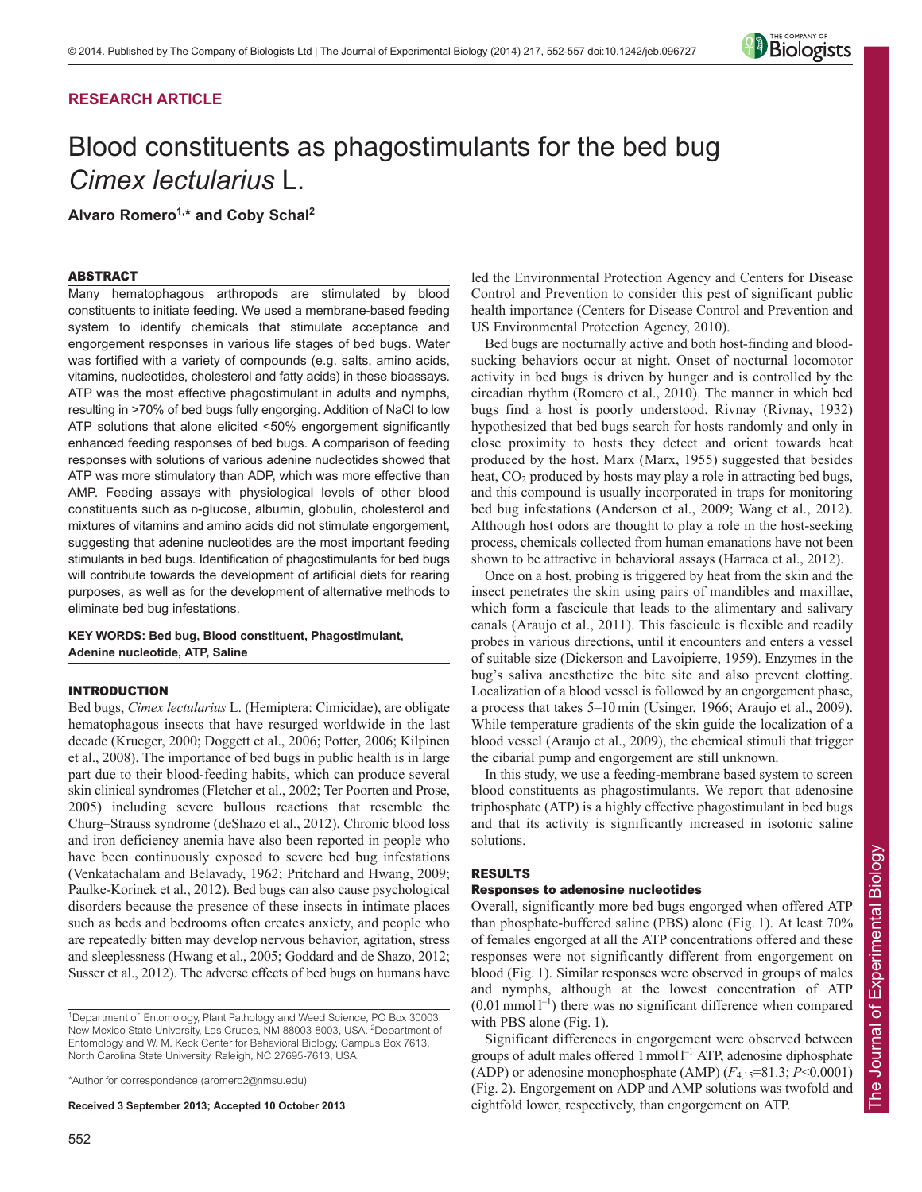RESEARCH ARTICLE

# Blood constituents as phagostimulants for the bed bug *Cimex lectularius* L.

**Alvaro Romero[1,*] and Coby Schal[2]**

## ABSTRACT

Many hematophagous arthropods are stimulated by blood constituents to initiate feeding. We used a membrane-based feeding system to identify chemicals that stimulate acceptance and engorgement responses in various life stages of bed bugs. Water was fortified with a variety of compounds (e.g. salts, amino acids, vitamins, nucleotides, cholesterol and fatty acids) in these bioassays. ATP was the most effective phagostimulant in adults and nymphs, resulting in >70% of bed bugs fully engorging. Addition of NaCl to low ATP solutions that alone elicited <50% engorgement significantly enhanced feeding responses of bed bugs. A comparison of feeding responses with solutions of various adenine nucleotides showed that ATP was more stimulatory than ADP, which was more effective than AMP. Feeding assays with physiological levels of other blood constituents such as D-glucose, albumin, globulin, cholesterol and mixtures of vitamins and amino acids did not stimulate engorgement, suggesting that adenine nucleotides are the most important feeding stimulants in bed bugs. Identification of phagostimulants for bed bugs will contribute towards the development of artificial diets for rearing purposes, as well as for the development of alternative methods to eliminate bed bug infestations.

**KEY WORDS: Bed bug, Blood constituent, Phagostimulant, Adenine nucleotide, ATP, Saline**

## INTRODUCTION

Bed bugs, *Cimex lectularius* L. (Hemiptera: Cimicidae), are obligate hematophagous insects that have resurged worldwide in the last decade (Krueger, 2000; Doggett et al., 2006; Potter, 2006; Kilpinen et al., 2008). The importance of bed bugs in public health is in large part due to their blood-feeding habits, which can produce several skin clinical syndromes (Fletcher et al., 2002; Ter Poorten and Prose, 2005) including severe bullous reactions that resemble the Churg–Strauss syndrome (deShazo et al., 2012). Chronic blood loss and iron deficiency anemia have also been reported in people who have been continuously exposed to severe bed bug infestations (Venkatachalam and Belavady, 1962; Pritchard and Hwang, 2009; Paulke-Korinek et al., 2012). Bed bugs can also cause psychological disorders because the presence of these insects in intimate places such as beds and bedrooms often creates anxiety, and people who are repeatedly bitten may develop nervous behavior, agitation, stress and sleeplessness (Hwang et al., 2005; Goddard and de Shazo, 2012; Susser et al., 2012). The adverse effects of bed bugs on humans have led the Environmental Protection Agency and Centers for Disease Control and Prevention to consider this pest of significant public health importance (Centers for Disease Control and Prevention and US Environmental Protection Agency, 2010).

Bed bugs are nocturnally active and both host-finding and blood-sucking behaviors occur at night. Onset of nocturnal locomotor activity in bed bugs is driven by hunger and is controlled by the circadian rhythm (Romero et al., 2010). The manner in which bed bugs find a host is poorly understood. Rivnay (Rivnay, 1932) hypothesized that bed bugs search for hosts randomly and only in close proximity to hosts they detect and orient towards heat produced by the host. Marx (Marx, 1955) suggested that besides heat, $CO_2$ produced by hosts may play a role in attracting bed bugs, and this compound is usually incorporated in traps for monitoring bed bug infestations (Anderson et al., 2009; Wang et al., 2012). Although host odors are thought to play a role in the host-seeking process, chemicals collected from human emanations have not been shown to be attractive in behavioral assays (Harraca et al., 2012).

Once on a host, probing is triggered by heat from the skin and the insect penetrates the skin using pairs of mandibles and maxillae, which form a fascicule that leads to the alimentary and salivary canals (Araujo et al., 2011). This fascicule is flexible and readily probes in various directions, until it encounters and enters a vessel of suitable size (Dickerson and Lavoipierre, 1959). Enzymes in the bug's saliva anesthetize the bite site and also prevent clotting. Localization of a blood vessel is followed by an engorgement phase, a process that takes 5–10 min (Usinger, 1966; Araujo et al., 2009). While temperature gradients of the skin guide the localization of a blood vessel (Araujo et al., 2009), the chemical stimuli that trigger the cibarial pump and engorgement are still unknown.

In this study, we use a feeding-membrane based system to screen blood constituents as phagostimulants. We report that adenosine triphosphate (ATP) is a highly effective phagostimulant in bed bugs and that its activity is significantly increased in isotonic saline solutions.

## RESULTS

### Responses to adenosine nucleotides

Overall, significantly more bed bugs engorged when offered ATP than phosphate-buffered saline (PBS) alone (Fig. 1). At least 70% of females engorged at all the ATP concentrations offered and these responses were not significantly different from engorgement on blood (Fig. 1). Similar responses were observed in groups of males and nymphs, although at the lowest concentration of ATP ($0.01\ \mathrm{mmol\,l^{-1}}$) there was no significant difference when compared with PBS alone (Fig. 1).

Significant differences in engorgement were observed between groups of adult males offered $1\ \mathrm{mmol\,l^{-1}}$ ATP, adenosine diphosphate (ADP) or adenosine monophosphate (AMP) ($F_{4,15}$=81.3; $P$<0.0001) (Fig. 2). Engorgement on ADP and AMP solutions was twofold and eightfold lower, respectively, than engorgement on ATP.

[1]Department of Entomology, Plant Pathology and Weed Science, PO Box 30003, New Mexico State University, Las Cruces, NM 88003-8003, USA. [2]Department of Entomology and W. M. Keck Center for Behavioral Biology, Campus Box 7613, North Carolina State University, Raleigh, NC 27695-7613, USA.

*Author for correspondence (aromero2@nmsu.edu)

**Received 3 September 2013; Accepted 10 October 2013**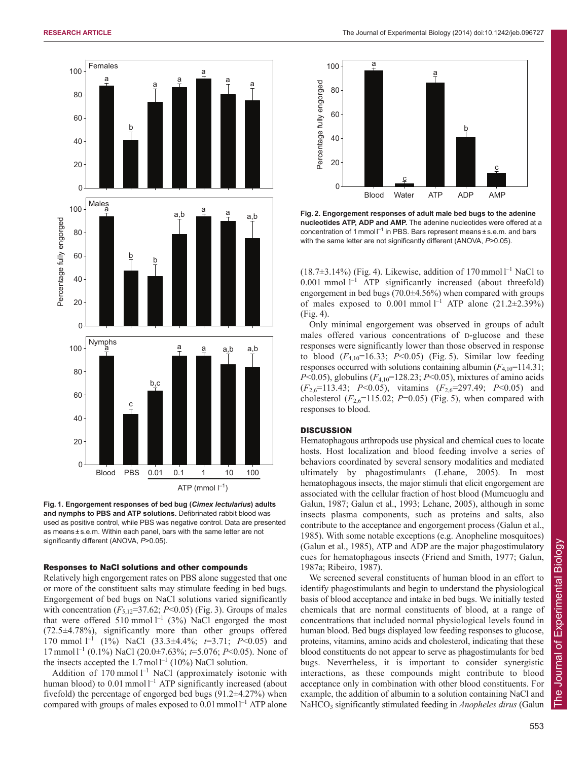Fig. 1. Engorgement responses of bed bug (*Cimex lectularius*) adults and nymphs to PBS and ATP solutions. Defibrinated rabbit blood was used as positive control, while PBS was negative control. Data are presented as means ± s.e.m. Within each panel, bars with the same letter are not significantly different (ANOVA, $P$>0.05).

### Responses to NaCl solutions and other compounds

Relatively high engorgement rates on PBS alone suggested that one or more of the constituent salts may stimulate feeding in bed bugs. Engorgement of bed bugs on NaCl solutions varied significantly with concentration ($F_{5,12}$=37.62; $P$<0.05) (Fig. 3). Groups of males that were offered 510 mmol l$^{-1}$ (3%) NaCl engorged the most (72.5±4.78%), significantly more than other groups offered 170 mmol l$^{-1}$ (1%) NaCl (33.3±4.4%; $t$=3.71; $P$<0.05) and 17 mmol l$^{-1}$ (0.1%) NaCl (20.0±7.63%; $t$=5.076; $P$<0.05). None of the insects accepted the 1.7 mol l$^{-1}$ (10%) NaCl solution.

Addition of 170 mmol l$^{-1}$ NaCl (approximately isotonic with human blood) to 0.01 mmol l$^{-1}$ ATP significantly increased (about fivefold) the percentage of engorged bed bugs (91.2±4.27%) when compared with groups of males exposed to 0.01 mmol l$^{-1}$ ATP alone (18.7±3.14%) (Fig. 4). Likewise, addition of 170 mmol l$^{-1}$ NaCl to 0.001 mmol l$^{-1}$ ATP significantly increased (about threefold) engorgement in bed bugs (70.0±4.56%) when compared with groups of males exposed to 0.001 mmol l$^{-1}$ ATP alone (21.2±2.39%) (Fig. 4).

Only minimal engorgement was observed in groups of adult males offered various concentrations of D-glucose and these responses were significantly lower than those observed in response to blood ($F_{4,10}$=16.33; $P$<0.05) (Fig. 5). Similar low feeding responses occurred with solutions containing albumin ($F_{4,10}$=114.31; $P$<0.05), globulins ($F_{4,10}$=128.23; $P$<0.05), mixtures of amino acids ($F_{2,6}$=113.43; $P$<0.05), vitamins ($F_{2,6}$=297.49; $P$<0.05) and cholesterol ($F_{2,6}$=115.02; $P$=0.05) (Fig. 5), when compared with responses to blood.

Fig. 2. Engorgement responses of adult male bed bugs to the adenine nucleotides ATP, ADP and AMP. The adenine nucleotides were offered at a concentration of 1 mmol l$^{-1}$ in PBS. Bars represent means ± s.e.m. and bars with the same letter are not significantly different (ANOVA, $P$>0.05).

## DISCUSSION

Hematophagous arthropods use physical and chemical cues to locate hosts. Host localization and blood feeding involve a series of behaviors coordinated by several sensory modalities and mediated ultimately by phagostimulants (Lehane, 2005). In most hematophagous insects, the major stimuli that elicit engorgement are associated with the cellular fraction of host blood (Mumcuoglu and Galun, 1987; Galun et al., 1993; Lehane, 2005), although in some insects plasma components, such as proteins and salts, also contribute to the acceptance and engorgement process (Galun et al., 1985). With some notable exceptions (e.g. Anopheline mosquitoes) (Galun et al., 1985), ATP and ADP are the major phagostimulatory cues for hematophagous insects (Friend and Smith, 1977; Galun, 1987a; Ribeiro, 1987).

We screened several constituents of human blood in an effort to identify phagostimulants and begin to understand the physiological basis of blood acceptance and intake in bed bugs. We initially tested chemicals that are normal constituents of blood, at a range of concentrations that included normal physiological levels found in human blood. Bed bugs displayed low feeding responses to glucose, proteins, vitamins, amino acids and cholesterol, indicating that these blood constituents do not appear to serve as phagostimulants for bed bugs. Nevertheless, it is important to consider synergistic interactions, as these compounds might contribute to blood acceptance only in combination with other blood constituents. For example, the addition of albumin to a solution containing NaCl and $NaHCO_3$ significantly stimulated feeding in *Anopheles dirus* (Galun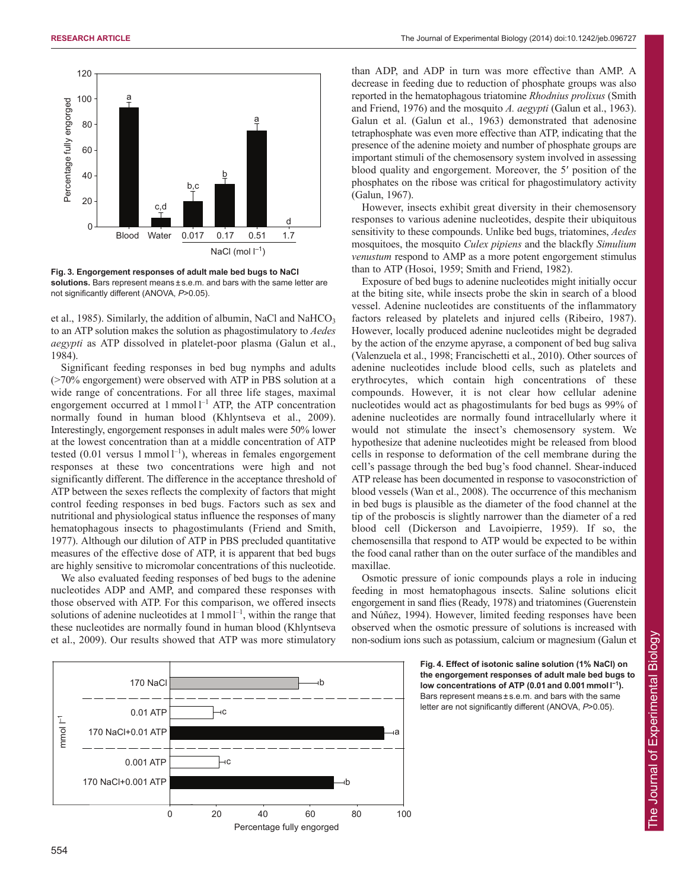Fig. 3. **Engorgement responses of adult male bed bugs to NaCl solutions.** Bars represent means ± s.e.m. and bars with the same letter are not significantly different (ANOVA, $P>0.05$).

et al., 1985). Similarly, the addition of albumin, NaCl and $NaHCO_3$ to an ATP solution makes the solution as phagostimulatory to *Aedes aegypti* as ATP dissolved in platelet-poor plasma (Galun et al., 1984).

Significant feeding responses in bed bug nymphs and adults (>70% engorgement) were observed with ATP in PBS solution at a wide range of concentrations. For all three life stages, maximal engorgement occurred at 1 mmol $l^{-1}$ ATP, the ATP concentration normally found in human blood (Khlyntseva et al., 2009). Interestingly, engorgement responses in adult males were 50% lower at the lowest concentration than at a middle concentration of ATP tested (0.01 versus 1 mmol $l^{-1}$), whereas in females engorgement responses at these two concentrations were high and not significantly different. The difference in the acceptance threshold of ATP between the sexes reflects the complexity of factors that might control feeding responses in bed bugs. Factors such as sex and nutritional and physiological status influence the responses of many hematophagous insects to phagostimulants (Friend and Smith, 1977). Although our dilution of ATP in PBS precluded quantitative measures of the effective dose of ATP, it is apparent that bed bugs are highly sensitive to micromolar concentrations of this nucleotide.

We also evaluated feeding responses of bed bugs to the adenine nucleotides ADP and AMP, and compared these responses with those observed with ATP. For this comparison, we offered insects solutions of adenine nucleotides at 1 mmol $l^{-1}$, within the range that these nucleotides are normally found in human blood (Khlyntseva et al., 2009). Our results showed that ATP was more stimulatory than ADP, and ADP in turn was more effective than AMP. A decrease in feeding due to reduction of phosphate groups was also reported in the hematophagous triatomine *Rhodnius prolixus* (Smith and Friend, 1976) and the mosquito *A. aegypti* (Galun et al., 1963). Galun et al. (Galun et al., 1963) demonstrated that adenosine tetraphosphate was even more effective than ATP, indicating that the presence of the adenine moiety and number of phosphate groups are important stimuli of the chemosensory system involved in assessing blood quality and engorgement. Moreover, the 5′ position of the phosphates on the ribose was critical for phagostimulatory activity (Galun, 1967).

However, insects exhibit great diversity in their chemosensory responses to various adenine nucleotides, despite their ubiquitous sensitivity to these compounds. Unlike bed bugs, triatomines, *Aedes* mosquitoes, the mosquito *Culex pipiens* and the blackfly *Simulium venustum* respond to AMP as a more potent engorgement stimulus than to ATP (Hosoi, 1959; Smith and Friend, 1982).

Exposure of bed bugs to adenine nucleotides might initially occur at the biting site, while insects probe the skin in search of a blood vessel. Adenine nucleotides are constituents of the inflammatory factors released by platelets and injured cells (Ribeiro, 1987). However, locally produced adenine nucleotides might be degraded by the action of the enzyme apyrase, a component of bed bug saliva (Valenzuela et al., 1998; Francischetti et al., 2010). Other sources of adenine nucleotides include blood cells, such as platelets and erythrocytes, which contain high concentrations of these compounds. However, it is not clear how cellular adenine nucleotides would act as phagostimulants for bed bugs as 99% of adenine nucleotides are normally found intracellularly where it would not stimulate the insect's chemosensory system. We hypothesize that adenine nucleotides might be released from blood cells in response to deformation of the cell membrane during the cell's passage through the bed bug's food channel. Shear-induced ATP release has been documented in response to vasoconstriction of blood vessels (Wan et al., 2008). The occurrence of this mechanism in bed bugs is plausible as the diameter of the food channel at the tip of the proboscis is slightly narrower than the diameter of a red blood cell (Dickerson and Lavoipierre, 1959). If so, the chemosensilla that respond to ATP would be expected to be within the food canal rather than on the outer surface of the mandibles and maxillae.

Osmotic pressure of ionic compounds plays a role in inducing feeding in most hematophagous insects. Saline solutions elicit engorgement in sand flies (Ready, 1978) and triatomines (Guerenstein and Núñez, 1994). However, limited feeding responses have been observed when the osmotic pressure of solutions is increased with non-sodium ions such as potassium, calcium or magnesium (Galun et

Fig. 4. **Effect of isotonic saline solution (1% NaCl) on the engorgement responses of adult male bed bugs to low concentrations of ATP (0.01 and 0.001 mmol $l^{-1}$).** Bars represent means ± s.e.m. and bars with the same letter are not significantly different (ANOVA, $P>0.05$).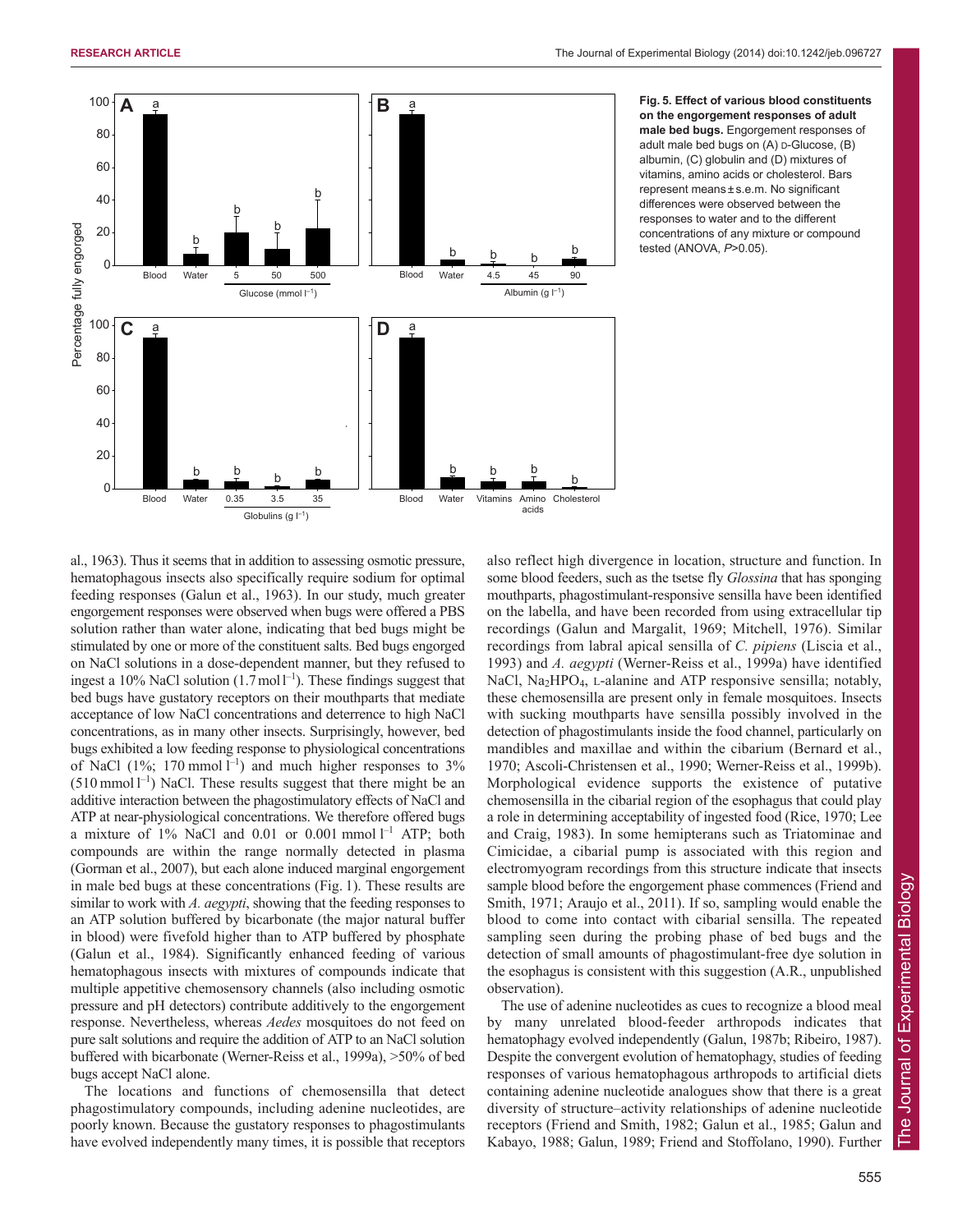**Fig. 5. Effect of various blood constituents on the engorgement responses of adult male bed bugs.** Engorgement responses of adult male bed bugs on (A) D-Glucose, (B) albumin, (C) globulin and (D) mixtures of vitamins, amino acids or cholesterol. Bars represent means ± s.e.m. No significant differences were observed between the responses to water and to the different concentrations of any mixture or compound tested (ANOVA, $P$>0.05).

al., 1963). Thus it seems that in addition to assessing osmotic pressure, hematophagous insects also specifically require sodium for optimal feeding responses (Galun et al., 1963). In our study, much greater engorgement responses were observed when bugs were offered a PBS solution rather than water alone, indicating that bed bugs might be stimulated by one or more of the constituent salts. Bed bugs engorged on NaCl solutions in a dose-dependent manner, but they refused to ingest a 10% NaCl solution ($1.7\,\mathrm{mol\,l^{-1}}$). These findings suggest that bed bugs have gustatory receptors on their mouthparts that mediate acceptance of low NaCl concentrations and deterrence to high NaCl concentrations, as in many other insects. Surprisingly, however, bed bugs exhibited a low feeding response to physiological concentrations of NaCl (1%; $170\,\mathrm{mmol\,l^{-1}}$) and much higher responses to 3% ($510\,\mathrm{mmol\,l^{-1}}$) NaCl. These results suggest that there might be an additive interaction between the phagostimulatory effects of NaCl and ATP at near-physiological concentrations. We therefore offered bugs a mixture of 1% NaCl and 0.01 or $0.001\,\mathrm{mmol\,l^{-1}}$ ATP; both compounds are within the range normally detected in plasma (Gorman et al., 2007), but each alone induced marginal engorgement in male bed bugs at these concentrations (Fig. 1). These results are similar to work with *A. aegypti*, showing that the feeding responses to an ATP solution buffered by bicarbonate (the major natural buffer in blood) were fivefold higher than to ATP buffered by phosphate (Galun et al., 1984). Significantly enhanced feeding of various hematophagous insects with mixtures of compounds indicate that multiple appetitive chemosensory channels (also including osmotic pressure and pH detectors) contribute additively to the engorgement response. Nevertheless, whereas *Aedes* mosquitoes do not feed on pure salt solutions and require the addition of ATP to an NaCl solution buffered with bicarbonate (Werner-Reiss et al., 1999a), >50% of bed bugs accept NaCl alone.

The locations and functions of chemosensilla that detect phagostimulatory compounds, including adenine nucleotides, are poorly known. Because the gustatory responses to phagostimulants have evolved independently many times, it is possible that receptors also reflect high divergence in location, structure and function. In some blood feeders, such as the tsetse fly *Glossina* that has sponging mouthparts, phagostimulant-responsive sensilla have been identified on the labella, and have been recorded from using extracellular tip recordings (Galun and Margalit, 1969; Mitchell, 1976). Similar recordings from labral apical sensilla of *C. pipiens* (Liscia et al., 1993) and *A. aegypti* (Werner-Reiss et al., 1999a) have identified NaCl, $Na_2HPO_4$, L-alanine and ATP responsive sensilla; notably, these chemosensilla are present only in female mosquitoes. Insects with sucking mouthparts have sensilla possibly involved in the detection of phagostimulants inside the food channel, particularly on mandibles and maxillae and within the cibarium (Bernard et al., 1970; Ascoli-Christensen et al., 1990; Werner-Reiss et al., 1999b). Morphological evidence supports the existence of putative chemosensilla in the cibarial region of the esophagus that could play a role in determining acceptability of ingested food (Rice, 1970; Lee and Craig, 1983). In some hemipterans such as Triatominae and Cimicidae, a cibarial pump is associated with this region and electromyogram recordings from this structure indicate that insects sample blood before the engorgement phase commences (Friend and Smith, 1971; Araujo et al., 2011). If so, sampling would enable the blood to come into contact with cibarial sensilla. The repeated sampling seen during the probing phase of bed bugs and the detection of small amounts of phagostimulant-free dye solution in the esophagus is consistent with this suggestion (A.R., unpublished observation).

The use of adenine nucleotides as cues to recognize a blood meal by many unrelated blood-feeder arthropods indicates that hematophagy evolved independently (Galun, 1987b; Ribeiro, 1987). Despite the convergent evolution of hematophagy, studies of feeding responses of various hematophagous arthropods to artificial diets containing adenine nucleotide analogues show that there is a great diversity of structure–activity relationships of adenine nucleotide receptors (Friend and Smith, 1982; Galun et al., 1985; Galun and Kabayo, 1988; Galun, 1989; Friend and Stoffolano, 1990). Further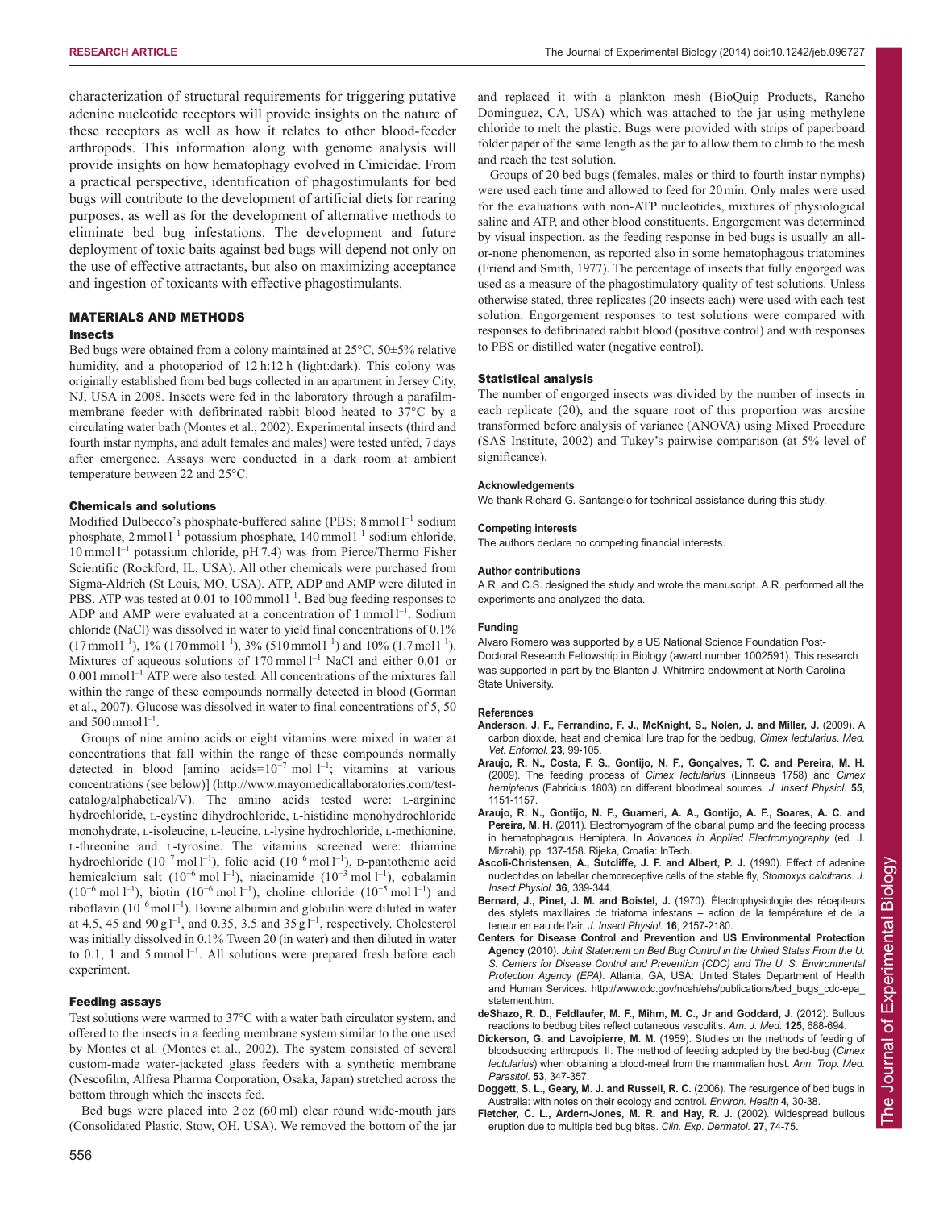characterization of structural requirements for triggering putative adenine nucleotide receptors will provide insights on the nature of these receptors as well as how it relates to other blood-feeder arthropods. This information along with genome analysis will provide insights on how hematophagy evolved in Cimicidae. From a practical perspective, identification of phagostimulants for bed bugs will contribute to the development of artificial diets for rearing purposes, as well as for the development of alternative methods to eliminate bed bug infestations. The development and future deployment of toxic baits against bed bugs will depend not only on the use of effective attractants, but also on maximizing acceptance and ingestion of toxicants with effective phagostimulants.

## MATERIALS AND METHODS

### Insects

Bed bugs were obtained from a colony maintained at 25°C, 50±5% relative humidity, and a photoperiod of 12 h:12 h (light:dark). This colony was originally established from bed bugs collected in an apartment in Jersey City, NJ, USA in 2008. Insects were fed in the laboratory through a parafilm-membrane feeder with defibrinated rabbit blood heated to 37°C by a circulating water bath (Montes et al., 2002). Experimental insects (third and fourth instar nymphs, and adult females and males) were tested unfed, 7 days after emergence. Assays were conducted in a dark room at ambient temperature between 22 and 25°C.

### Chemicals and solutions

Modified Dulbecco's phosphate-buffered saline (PBS; 8 mmol $l^{-1}$ sodium phosphate, 2 mmol $l^{-1}$ potassium phosphate, 140 mmol $l^{-1}$ sodium chloride, 10 mmol $l^{-1}$ potassium chloride, pH 7.4) was from Pierce/Thermo Fisher Scientific (Rockford, IL, USA). All other chemicals were purchased from Sigma-Aldrich (St Louis, MO, USA). ATP, ADP and AMP were diluted in PBS. ATP was tested at 0.01 to 100 mmol $l^{-1}$. Bed bug feeding responses to ADP and AMP were evaluated at a concentration of 1 mmol $l^{-1}$. Sodium chloride (NaCl) was dissolved in water to yield final concentrations of 0.1% (17 mmol $l^{-1}$), 1% (170 mmol $l^{-1}$), 3% (510 mmol $l^{-1}$) and 10% (1.7 mol $l^{-1}$). Mixtures of aqueous solutions of 170 mmol $l^{-1}$ NaCl and either 0.01 or 0.001 mmol $l^{-1}$ ATP were also tested. All concentrations of the mixtures fall within the range of these compounds normally detected in blood (Gorman et al., 2007). Glucose was dissolved in water to final concentrations of 5, 50 and 500 mmol $l^{-1}$.

Groups of nine amino acids or eight vitamins were mixed in water at concentrations that fall within the range of these compounds normally detected in blood [amino acids=$10^{-7}$ mol $l^{-1}$; vitamins at various concentrations (see below)] (http://www.mayomedicallaboratories.com/test-catalog/alphabetical/V). The amino acids tested were: L-arginine hydrochloride, L-cystine dihydrochloride, L-histidine monohydrochloride monohydrate, L-isoleucine, L-leucine, L-lysine hydrochloride, L-methionine, L-threonine and L-tyrosine. The vitamins screened were: thiamine hydrochloride ($10^{-7}$ mol $l^{-1}$), folic acid ($10^{-6}$ mol $l^{-1}$), D-pantothenic acid hemicalcium salt ($10^{-6}$ mol $l^{-1}$), niacinamide ($10^{-3}$ mol $l^{-1}$), cobalamin ($10^{-6}$ mol $l^{-1}$), biotin ($10^{-6}$ mol $l^{-1}$), choline chloride ($10^{-5}$ mol $l^{-1}$) and riboflavin ($10^{-6}$ mol $l^{-1}$). Bovine albumin and globulin were diluted in water at 4.5, 45 and 90 g $l^{-1}$, and 0.35, 3.5 and 35 g $l^{-1}$, respectively. Cholesterol was initially dissolved in 0.1% Tween 20 (in water) and then diluted in water to 0.1, 1 and 5 mmol $l^{-1}$. All solutions were prepared fresh before each experiment.

### Feeding assays

Test solutions were warmed to 37°C with a water bath circulator system, and offered to the insects in a feeding membrane system similar to the one used by Montes et al. (Montes et al., 2002). The system consisted of several custom-made water-jacketed glass feeders with a synthetic membrane (Nescofilm, Alfresa Pharma Corporation, Osaka, Japan) stretched across the bottom through which the insects fed.

Bed bugs were placed into 2 oz (60 ml) clear round wide-mouth jars (Consolidated Plastic, Stow, OH, USA). We removed the bottom of the jar and replaced it with a plankton mesh (BioQuip Products, Rancho Dominguez, CA, USA) which was attached to the jar using methylene chloride to melt the plastic. Bugs were provided with strips of paperboard folder paper of the same length as the jar to allow them to climb to the mesh and reach the test solution.

Groups of 20 bed bugs (females, males or third to fourth instar nymphs) were used each time and allowed to feed for 20 min. Only males were used for the evaluations with non-ATP nucleotides, mixtures of physiological saline and ATP, and other blood constituents. Engorgement was determined by visual inspection, as the feeding response in bed bugs is usually an all-or-none phenomenon, as reported also in some hematophagous triatomines (Friend and Smith, 1977). The percentage of insects that fully engorged was used as a measure of the phagostimulatory quality of test solutions. Unless otherwise stated, three replicates (20 insects each) were used with each test solution. Engorgement responses to test solutions were compared with responses to defibrinated rabbit blood (positive control) and with responses to PBS or distilled water (negative control).

### Statistical analysis

The number of engorged insects was divided by the number of insects in each replicate (20), and the square root of this proportion was arcsine transformed before analysis of variance (ANOVA) using Mixed Procedure (SAS Institute, 2002) and Tukey's pairwise comparison (at 5% level of significance).

#### Acknowledgements

We thank Richard G. Santangelo for technical assistance during this study.

#### Competing interests

The authors declare no competing financial interests.

#### Author contributions

A.R. and C.S. designed the study and wrote the manuscript. A.R. performed all the experiments and analyzed the data.

#### Funding

Alvaro Romero was supported by a US National Science Foundation Post-Doctoral Research Fellowship in Biology (award number 1002591). This research was supported in part by the Blanton J. Whitmire endowment at North Carolina State University.

#### References

**Anderson, J. F., Ferrandino, F. J., McKnight, S., Nolen, J. and Miller, J.** (2009). A carbon dioxide, heat and chemical lure trap for the bedbug, *Cimex lectularius*. *Med. Vet. Entomol.* **23**, 99-105.

**Araujo, R. N., Costa, F. S., Gontijo, N. F., Gonçalves, T. C. and Pereira, M. H.** (2009). The feeding process of *Cimex lectularius* (Linnaeus 1758) and *Cimex hemipterus* (Fabricius 1803) on different bloodmeal sources. *J. Insect Physiol.* **55**, 1151-1157.

**Araujo, R. N., Gontijo, N. F., Guarneri, A. A., Gontijo, A. F., Soares, A. C. and Pereira, M. H.** (2011). Electromyogram of the cibarial pump and the feeding process in hematophagous Hemiptera. In *Advances in Applied Electromyography* (ed. J. Mizrahi), pp. 137-158. Rijeka, Croatia: InTech.

**Ascoli-Christensen, A., Sutcliffe, J. F. and Albert, P. J.** (1990). Effect of adenine nucleotides on labellar chemoreceptive cells of the stable fly, *Stomoxys calcitrans*. *J. Insect Physiol.* **36**, 339-344.

**Bernard, J., Pinet, J. M. and Boistel, J.** (1970). Électrophysiologie des récepteurs des stylets maxillaires de triatoma infestans – action de la température et de la teneur en eau de l'air. *J. Insect Physiol.* **16**, 2157-2180.

**Centers for Disease Control and Prevention and US Environmental Protection Agency** (2010). *Joint Statement on Bed Bug Control in the United States From the U. S. Centers for Disease Control and Prevention (CDC) and The U. S. Environmental Protection Agency (EPA)*. Atlanta, GA, USA: United States Department of Health and Human Services. http://www.cdc.gov/nceh/ehs/publications/bed_bugs_cdc-epa_statement.htm.

**deShazo, R. D., Feldlaufer, M. F., Mihm, M. C., Jr and Goddard, J.** (2012). Bullous reactions to bedbug bites reflect cutaneous vasculitis. *Am. J. Med.* **125**, 688-694.

**Dickerson, G. and Lavoipierre, M. M.** (1959). Studies on the methods of feeding of bloodsucking arthropods. II. The method of feeding adopted by the bed-bug (*Cimex lectularius*) when obtaining a blood-meal from the mammalian host. *Ann. Trop. Med. Parasitol.* **53**, 347-357.

**Doggett, S. L., Geary, M. J. and Russell, R. C.** (2006). The resurgence of bed bugs in Australia: with notes on their ecology and control. *Environ. Health* **4**, 30-38.

**Fletcher, C. L., Ardern-Jones, M. R. and Hay, R. J.** (2002). Widespread bullous eruption due to multiple bed bug bites. *Clin. Exp. Dermatol.* **27**, 74-75.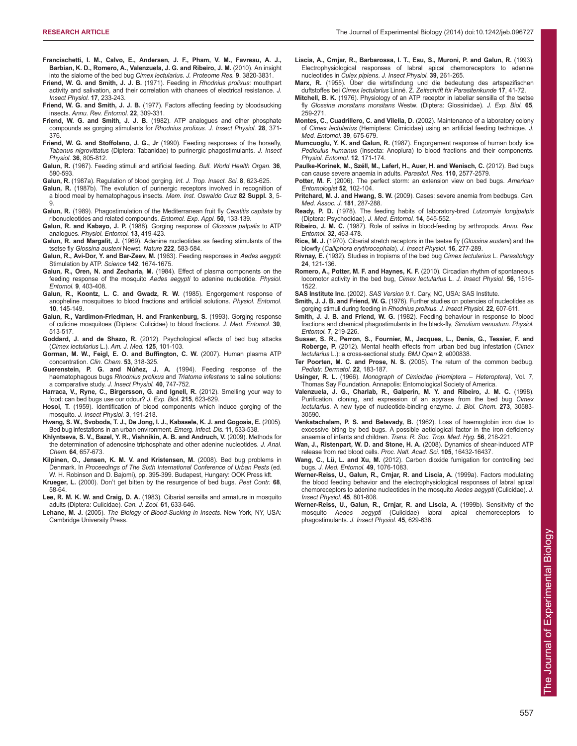**Francischetti, I. M., Calvo, E., Andersen, J. F., Pham, V. M., Favreau, A. J., Barbian, K. D., Romero, A., Valenzuela, J. G. and Ribeiro, J. M.** (2010). An insight into the sialome of the bed bug *Cimex lectularius*. *J. Proteome Res.* **9**, 3820-3831.

**Friend, W. G. and Smith, J. J. B.** (1971). Feeding in *Rhodnius prolixus*: mouthpart activity and salivation, and their correlation with chanees of electrical resistance. *J. Insect Physiol.* **17**, 233-243.

**Friend, W. G. and Smith, J. J. B.** (1977). Factors affecting feeding by bloodsucking insects. *Annu. Rev. Entomol.* **22**, 309-331.

**Friend, W. G. and Smith, J. J. B.** (1982). ATP analogues and other phosphate compounds as gorging stimulants for *Rhodnius prolixus*. *J. Insect Physiol.* **28**, 371-376.

**Friend, W. G. and Stoffolano, J. G., Jr** (1990). Feeding responses of the horsefly, *Tabanus nigrovittatus* (Diptera: Tabanidae) to purinergic phagostimulants. *J. Insect Physiol.* **36**, 805-812.

**Galun, R.** (1967). Feeding stimuli and artificial feeding. *Bull. World Health Organ.* **36**, 590-593.

**Galun, R.** (1987a). Regulation of blood gorging. *Int. J. Trop. Insect. Sci.* **8**, 623-625.

**Galun, R.** (1987b). The evolution of purinergic receptors involved in recognition of a blood meal by hematophagous insects. *Mem. Inst. Oswaldo Cruz* **82 Suppl. 3**, 5-9.

**Galun, R.** (1989). Phagostimulation of the Mediterranean fruit fly *Ceratitis capitata* by ribonucleotides and related compounds. *Entomol. Exp. Appl.* **50**, 133-139.

**Galun, R. and Kabayo, J. P.** (1988). Gorging response of *Glossina palpalis* to ATP analogues. *Physiol. Entomol.* **13**, 419-423.

**Galun, R. and Margalit, J.** (1969). Adenine nucleotides as feeding stimulants of the tsetse fly *Glossina austeni* Newst. *Nature* **222**, 583-584.

**Galun, R., Avi-Dor, Y. and Bar-Zeev, M.** (1963). Feeding responses in *Aedes aegypti*: Stimulation by ATP. *Science* **142**, 1674-1675.

**Galun, R., Oren, N. and Zecharia, M.** (1984). Effect of plasma components on the feeding response of the mosquito *Aedes aegypti* to adenine nucleotide. *Physiol. Entomol.* **9**, 403-408.

**Galun, R., Koontz, L. C. and Gwadz, R. W.** (1985). Engorgement response of anopheline mosquitoes to blood fractions and artificial solutions. *Physiol. Entomol.* **10**, 145-149.

**Galun, R., Vardimon-Friedman, H. and Frankenburg, S.** (1993). Gorging response of culicine mosquitoes (Diptera: Culicidae) to blood fractions. *J. Med. Entomol.* **30**, 513-517.

**Goddard, J. and de Shazo, R.** (2012). Psychological effects of bed bug attacks (*Cimex lectularius* L.). *Am. J. Med.* **125**, 101-103.

**Gorman, M. W., Feigl, E. O. and Buffington, C. W.** (2007). Human plasma ATP concentration. *Clin. Chem.* **53**, 318-325.

**Guerenstein, P. G. and Núñez, J. A.** (1994). Feeding response of the haematophagous bugs *Rhodnius prolixus* and *Triatoma infestans* to saline solutions: a comparative study. *J. Insect Physiol.* **40**, 747-752.

**Harraca, V., Ryne, C., Birgersson, G. and Ignell, R.** (2012). Smelling your way to food: can bed bugs use our odour? *J. Exp. Biol.* **215**, 623-629.

**Hosoi, T.** (1959). Identification of blood components which induce gorging of the mosquito. *J. Insect Physiol.* **3**, 191-218.

**Hwang, S. W., Svoboda, T. J., De Jong, I. J., Kabasele, K. J. and Gogosis, E.** (2005). Bed bug infestations in an urban environment. *Emerg. Infect. Dis.* **11**, 533-538.

**Khlyntseva, S. V., Bazel, Y. R., Vishnikin, A. B. and Andruch, V.** (2009). Methods for the determination of adenosine triphosphate and other adenine nucleotides. *J. Anal. Chem.* **64**, 657-673.

**Kilpinen, O., Jensen, K. M. V. and Kristensen, M.** (2008). Bed bug problems in Denmark. In *Proceedings of The Sixth International Conference of Urban Pests* (ed. W. H. Robinson and D. Bajomi), pp. 395-399. Budapest, Hungary: OOK Press kft.

**Krueger, L.** (2000). Don't get bitten by the resurgence of bed bugs. *Pest Contr.* **68**, 58-64.

**Lee, R. M. K. W. and Craig, D. A.** (1983). Cibarial sensilla and armature in mosquito adults (Diptera: Culicidae). *Can. J. Zool.* **61**, 633-646.

**Lehane, M. J.** (2005). *The Biology of Blood-Sucking in Insects*. New York, NY, USA: Cambridge University Press.

**Liscia, A., Crnjar, R., Barbarossa, I. T., Esu, S., Muroni, P. and Galun, R.** (1993). Electrophysiological responses of labral apical chemoreceptors to adenine nucleotides in *Culex pipiens*. *J. Insect Physiol.* **39**, 261-265.

**Marx, R.** (1955). Über die wirtsfindung und die bedeutung des artspezifischen duftstoffes bei *Cimex lectularius* Linné. Z. *Zeitschrift für Parasitenkunde* **17**, 41-72.

**Mitchell, B. K.** (1976). Physiology of an ATP receptor in labellar sensilla of the tsetse fly *Glossina morsitans morsitans* Westw. (Diptera: Glossinidae). *J. Exp. Biol.* **65**, 259-271.

**Montes, C., Cuadrillero, C. and Vilella, D.** (2002). Maintenance of a laboratory colony of *Cimex lectularius* (Hemiptera: Cimicidae) using an artificial feeding technique. *J. Med. Entomol.* **39**, 675-679.

**Mumcuoglu, Y. K. and Galun, R.** (1987). Engorgement response of human body lice *Pediculus humanus* (Insecta: Anoplura) to blood fractions and their components. *Physiol. Entomol.* **12**, 171-174.

**Paulke-Korinek, M., Széll, M., Laferl, H., Auer, H. and Wenisch, C.** (2012). Bed bugs can cause severe anaemia in adults. *Parasitol. Res.* **110**, 2577-2579.

**Potter, M. F.** (2006). The perfect storm: an extension view on bed bugs. *American Entomologist* **52**, 102-104.

**Pritchard, M. J. and Hwang, S. W.** (2009). Cases: severe anemia from bedbugs. *Can. Med. Assoc. J.* **181**, 287-288.

**Ready, P. D.** (1978). The feeding habits of laboratory-bred *Lutzomyia longipalpis* (Diptera: Psychodidae). *J. Med. Entomol.* **14**, 545-552.

**Ribeiro, J. M. C.** (1987). Role of saliva in blood-feeding by arthropods. *Annu. Rev. Entomol.* **32**, 463-478.

**Rice, M. J.** (1970). Cibarial stretch receptors in the tsetse fly (*Glossina austeni*) and the blowfly (*Calliphora erythrocephala*). *J. Insect Physiol.* **16**, 277-289.

**Rivnay, E.** (1932). Studies in tropisms of the bed bug *Cimex lectularius* L. *Parasitology* **24**, 121-136.

**Romero, A., Potter, M. F. and Haynes, K. F.** (2010). Circadian rhythm of spontaneous locomotor activity in the bed bug, *Cimex lectularius* L. *J. Insect Physiol.* **56**, 1516-1522.

**SAS Institute Inc.** (2002). *SAS Version 9.1*. Cary, NC, USA: SAS Institute.

**Smith, J. J. B. and Friend, W. G.** (1976). Further studies on potencies of nucleotides as gorging stimuli during feeding in *Rhodnius prolixus*. *J. Insect Physiol.* **22**, 607-611.

**Smith, J. J. B. and Friend, W. G.** (1982). Feeding behaviour in response to blood fractions and chemical phagostimulants in the black-fly, *Simulium venustum*. *Physiol. Entomol.* **7**, 219-226.

**Susser, S. R., Perron, S., Fournier, M., Jacques, L., Denis, G., Tessier, F. and Roberge, P.** (2012). Mental health effects from urban bed bug infestation (*Cimex lectularius* L.): a cross-sectional study. *BMJ Open* **2**, e000838.

**Ter Poorten, M. C. and Prose, N. S.** (2005). The return of the common bedbug. *Pediatr. Dermatol.* **22**, 183-187.

**Usinger, R. L.** (1966). *Monograph of Cimicidae (Hemiptera – Heteroptera)*, Vol. 7, Thomas Say Foundation. Annapolis: Entomological Society of America.

**Valenzuela, J. G., Charlab, R., Galperin, M. Y. and Ribeiro, J. M. C.** (1998). Purification, cloning, and expression of an apyrase from the bed bug *Cimex lectularius*. A new type of nucleotide-binding enzyme. *J. Biol. Chem.* **273**, 30583-30590.

**Venkatachalam, P. S. and Belavady, B.** (1962). Loss of haemoglobin iron due to excessive biting by bed bugs. A possible aetiological factor in the iron deficiency anaemia of infants and children. *Trans. R. Soc. Trop. Med. Hyg.* **56**, 218-221.

**Wan, J., Ristenpart, W. D. and Stone, H. A.** (2008). Dynamics of shear-induced ATP release from red blood cells. *Proc. Natl. Acad. Sci.* **105**, 16432-16437.

**Wang, C., Lü, L. and Xu, M.** (2012). Carbon dioxide fumigation for controlling bed bugs. *J. Med. Entomol.* **49**, 1076-1083.

**Werner-Reiss, U., Galun, R., Crnjar, R. and Liscia, A.** (1999a). Factors modulating the blood feeding behavior and the electrophysiological responses of labral apical chemoreceptors to adenine nucleotides in the mosquito *Aedes aegypti* (Culicidae). *J. Insect Physiol.* **45**, 801-808.

**Werner-Reiss, U., Galun, R., Crnjar, R. and Liscia, A.** (1999b). Sensitivity of the mosquito *Aedes aegypti* (Culicidae) labral apical chemoreceptors to phagostimulants. *J. Insect Physiol.* **45**, 629-636.